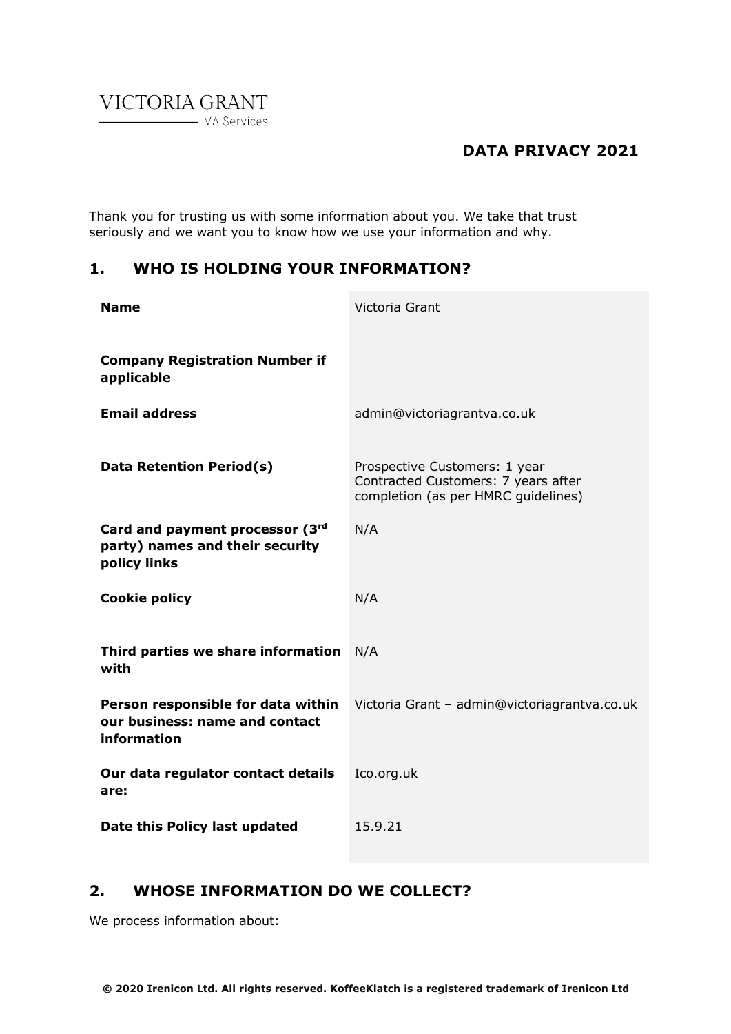VICTORIA GRANT
VA Services

# DATA PRIVACY 2021

Thank you for trusting us with some information about you. We take that trust seriously and we want you to know how we use your information and why.

## 1. WHO IS HOLDING YOUR INFORMATION?

| | |
|---|---|
| **Name** | Victoria Grant |
| **Company Registration Number if applicable** | |
| **Email address** | admin@victoriagrantva.co.uk |
| **Data Retention Period(s)** | Prospective Customers: 1 year<br>Contracted Customers: 7 years after completion (as per HMRC guidelines) |
| **Card and payment processor (3rd party) names and their security policy links** | N/A |
| **Cookie policy** | N/A |
| **Third parties we share information with** | N/A |
| **Person responsible for data within our business: name and contact information** | Victoria Grant – admin@victoriagrantva.co.uk |
| **Our data regulator contact details are:** | Ico.org.uk |
| **Date this Policy last updated** | 15.9.21 |

## 2. WHOSE INFORMATION DO WE COLLECT?

We process information about:

**© 2020 Irenicon Ltd. All rights reserved. KoffeeKlatch is a registered trademark of Irenicon Ltd**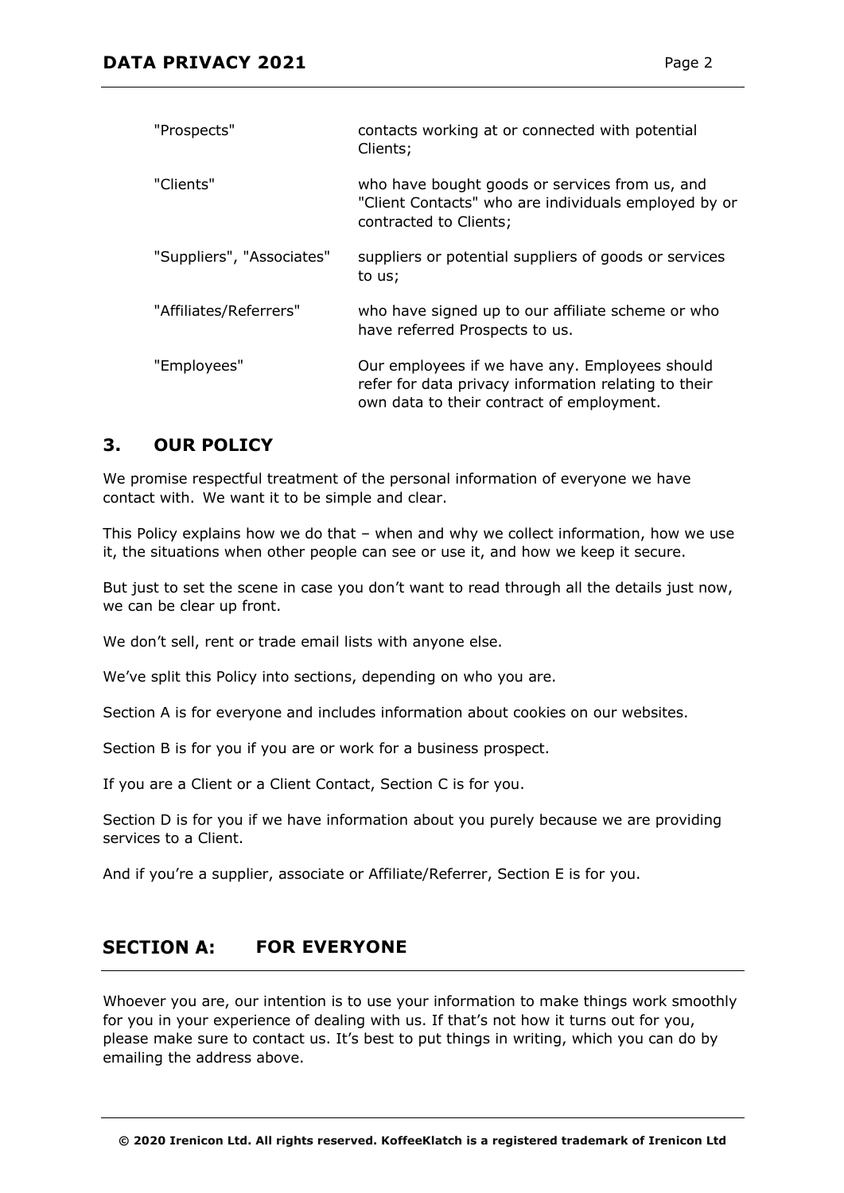| | |
|---|---|
| "Prospects" | contacts working at or connected with potential Clients; |
| "Clients" | who have bought goods or services from us, and "Client Contacts" who are individuals employed by or contracted to Clients; |
| "Suppliers", "Associates" | suppliers or potential suppliers of goods or services to us; |
| "Affiliates/Referrers" | who have signed up to our affiliate scheme or who have referred Prospects to us. |
| "Employees" | Our employees if we have any. Employees should refer for data privacy information relating to their own data to their contract of employment. |

## 3. OUR POLICY

We promise respectful treatment of the personal information of everyone we have contact with. We want it to be simple and clear.

This Policy explains how we do that – when and why we collect information, how we use it, the situations when other people can see or use it, and how we keep it secure.

But just to set the scene in case you don't want to read through all the details just now, we can be clear up front.

We don't sell, rent or trade email lists with anyone else.

We've split this Policy into sections, depending on who you are.

Section A is for everyone and includes information about cookies on our websites.

Section B is for you if you are or work for a business prospect.

If you are a Client or a Client Contact, Section C is for you.

Section D is for you if we have information about you purely because we are providing services to a Client.

And if you're a supplier, associate or Affiliate/Referrer, Section E is for you.

## SECTION A: FOR EVERYONE

Whoever you are, our intention is to use your information to make things work smoothly for you in your experience of dealing with us. If that's not how it turns out for you, please make sure to contact us. It's best to put things in writing, which you can do by emailing the address above.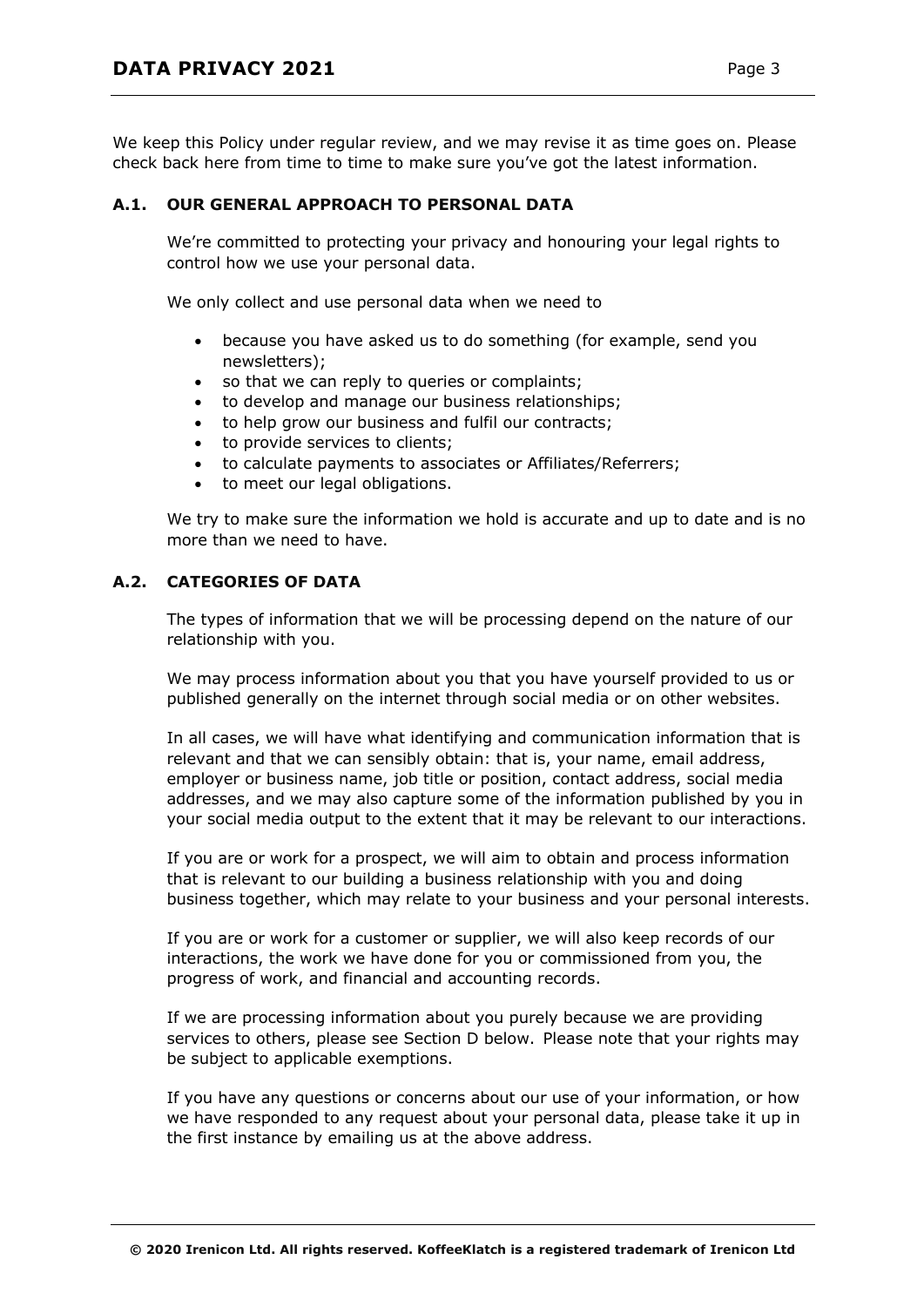We keep this Policy under regular review, and we may revise it as time goes on. Please check back here from time to time to make sure you've got the latest information.

### A.1. OUR GENERAL APPROACH TO PERSONAL DATA

We're committed to protecting your privacy and honouring your legal rights to control how we use your personal data.

We only collect and use personal data when we need to

- because you have asked us to do something (for example, send you newsletters);
- so that we can reply to queries or complaints;
- to develop and manage our business relationships;
- to help grow our business and fulfil our contracts;
- to provide services to clients;
- to calculate payments to associates or Affiliates/Referrers;
- to meet our legal obligations.

We try to make sure the information we hold is accurate and up to date and is no more than we need to have.

### A.2. CATEGORIES OF DATA

The types of information that we will be processing depend on the nature of our relationship with you.

We may process information about you that you have yourself provided to us or published generally on the internet through social media or on other websites.

In all cases, we will have what identifying and communication information that is relevant and that we can sensibly obtain: that is, your name, email address, employer or business name, job title or position, contact address, social media addresses, and we may also capture some of the information published by you in your social media output to the extent that it may be relevant to our interactions.

If you are or work for a prospect, we will aim to obtain and process information that is relevant to our building a business relationship with you and doing business together, which may relate to your business and your personal interests.

If you are or work for a customer or supplier, we will also keep records of our interactions, the work we have done for you or commissioned from you, the progress of work, and financial and accounting records.

If we are processing information about you purely because we are providing services to others, please see Section D below. Please note that your rights may be subject to applicable exemptions.

If you have any questions or concerns about our use of your information, or how we have responded to any request about your personal data, please take it up in the first instance by emailing us at the above address.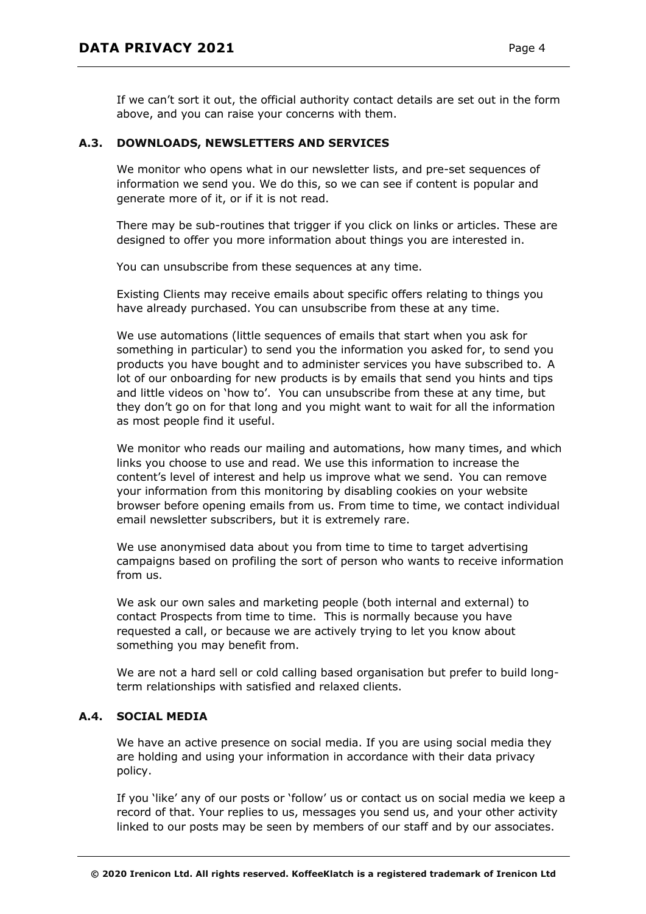If we can't sort it out, the official authority contact details are set out in the form above, and you can raise your concerns with them.

## A.3. DOWNLOADS, NEWSLETTERS AND SERVICES

We monitor who opens what in our newsletter lists, and pre-set sequences of information we send you. We do this, so we can see if content is popular and generate more of it, or if it is not read.

There may be sub-routines that trigger if you click on links or articles. These are designed to offer you more information about things you are interested in.

You can unsubscribe from these sequences at any time.

Existing Clients may receive emails about specific offers relating to things you have already purchased. You can unsubscribe from these at any time.

We use automations (little sequences of emails that start when you ask for something in particular) to send you the information you asked for, to send you products you have bought and to administer services you have subscribed to. A lot of our onboarding for new products is by emails that send you hints and tips and little videos on 'how to'. You can unsubscribe from these at any time, but they don't go on for that long and you might want to wait for all the information as most people find it useful.

We monitor who reads our mailing and automations, how many times, and which links you choose to use and read. We use this information to increase the content's level of interest and help us improve what we send. You can remove your information from this monitoring by disabling cookies on your website browser before opening emails from us. From time to time, we contact individual email newsletter subscribers, but it is extremely rare.

We use anonymised data about you from time to time to target advertising campaigns based on profiling the sort of person who wants to receive information from us.

We ask our own sales and marketing people (both internal and external) to contact Prospects from time to time. This is normally because you have requested a call, or because we are actively trying to let you know about something you may benefit from.

We are not a hard sell or cold calling based organisation but prefer to build long-term relationships with satisfied and relaxed clients.

## A.4. SOCIAL MEDIA

We have an active presence on social media. If you are using social media they are holding and using your information in accordance with their data privacy policy.

If you 'like' any of our posts or 'follow' us or contact us on social media we keep a record of that. Your replies to us, messages you send us, and your other activity linked to our posts may be seen by members of our staff and by our associates.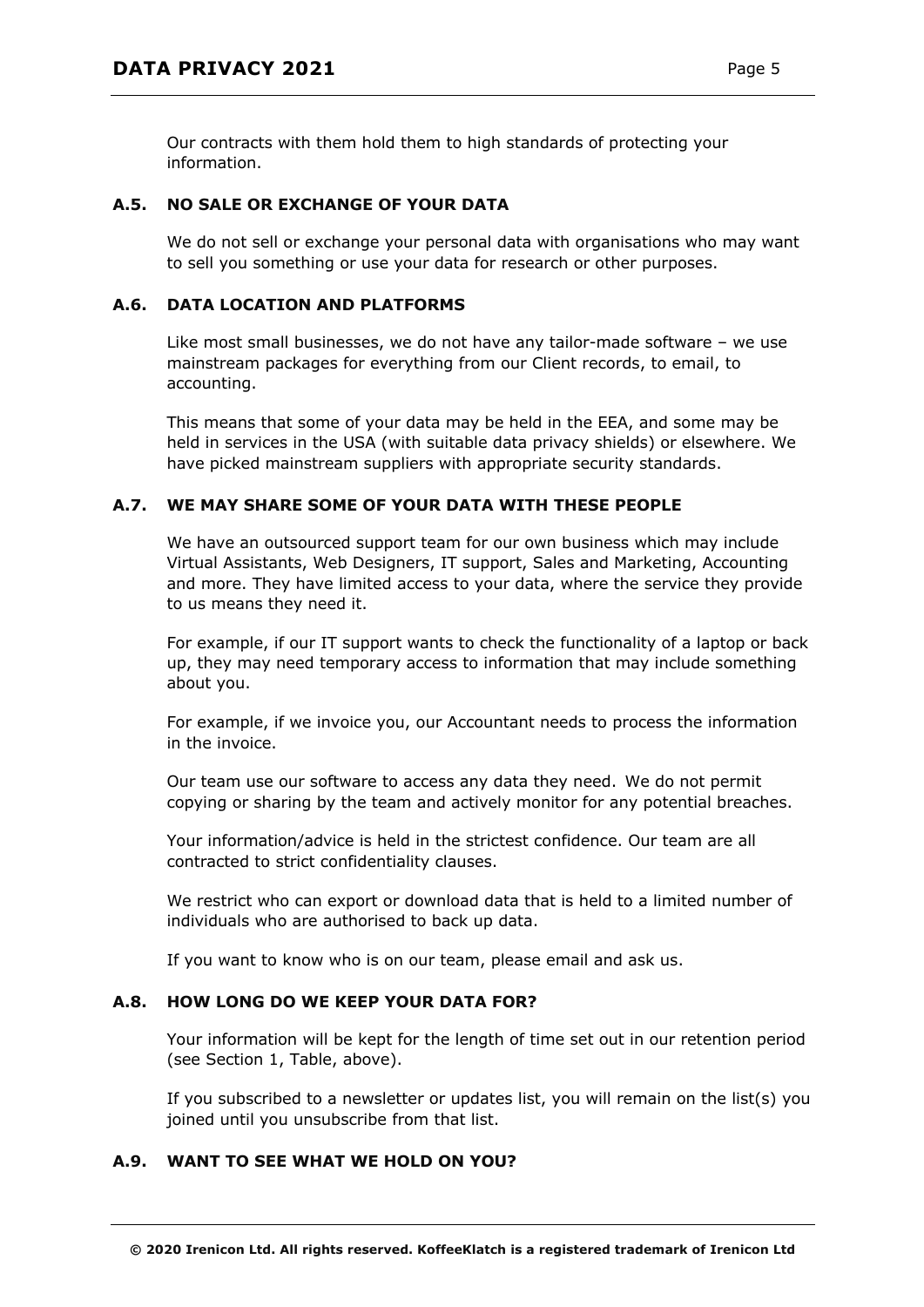Our contracts with them hold them to high standards of protecting your information.

### A.5. NO SALE OR EXCHANGE OF YOUR DATA

We do not sell or exchange your personal data with organisations who may want to sell you something or use your data for research or other purposes.

### A.6. DATA LOCATION AND PLATFORMS

Like most small businesses, we do not have any tailor-made software – we use mainstream packages for everything from our Client records, to email, to accounting.

This means that some of your data may be held in the EEA, and some may be held in services in the USA (with suitable data privacy shields) or elsewhere. We have picked mainstream suppliers with appropriate security standards.

### A.7. WE MAY SHARE SOME OF YOUR DATA WITH THESE PEOPLE

We have an outsourced support team for our own business which may include Virtual Assistants, Web Designers, IT support, Sales and Marketing, Accounting and more. They have limited access to your data, where the service they provide to us means they need it.

For example, if our IT support wants to check the functionality of a laptop or back up, they may need temporary access to information that may include something about you.

For example, if we invoice you, our Accountant needs to process the information in the invoice.

Our team use our software to access any data they need. We do not permit copying or sharing by the team and actively monitor for any potential breaches.

Your information/advice is held in the strictest confidence. Our team are all contracted to strict confidentiality clauses.

We restrict who can export or download data that is held to a limited number of individuals who are authorised to back up data.

If you want to know who is on our team, please email and ask us.

### A.8. HOW LONG DO WE KEEP YOUR DATA FOR?

Your information will be kept for the length of time set out in our retention period (see Section 1, Table, above).

If you subscribed to a newsletter or updates list, you will remain on the list(s) you joined until you unsubscribe from that list.

### A.9. WANT TO SEE WHAT WE HOLD ON YOU?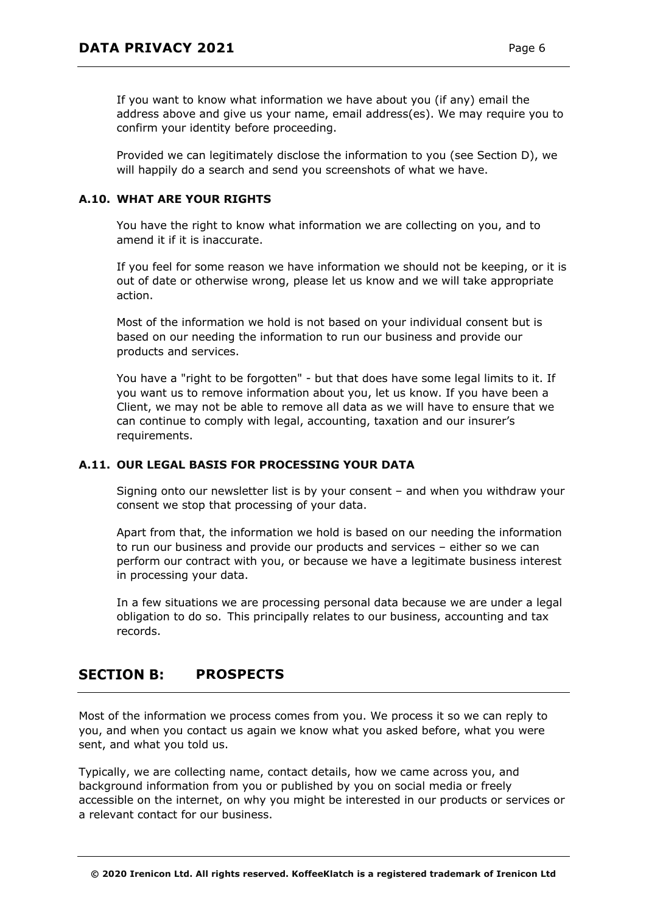If you want to know what information we have about you (if any) email the address above and give us your name, email address(es). We may require you to confirm your identity before proceeding.

Provided we can legitimately disclose the information to you (see Section D), we will happily do a search and send you screenshots of what we have.

### A.10. WHAT ARE YOUR RIGHTS

You have the right to know what information we are collecting on you, and to amend it if it is inaccurate.

If you feel for some reason we have information we should not be keeping, or it is out of date or otherwise wrong, please let us know and we will take appropriate action.

Most of the information we hold is not based on your individual consent but is based on our needing the information to run our business and provide our products and services.

You have a "right to be forgotten" - but that does have some legal limits to it. If you want us to remove information about you, let us know. If you have been a Client, we may not be able to remove all data as we will have to ensure that we can continue to comply with legal, accounting, taxation and our insurer's requirements.

### A.11. OUR LEGAL BASIS FOR PROCESSING YOUR DATA

Signing onto our newsletter list is by your consent – and when you withdraw your consent we stop that processing of your data.

Apart from that, the information we hold is based on our needing the information to run our business and provide our products and services – either so we can perform our contract with you, or because we have a legitimate business interest in processing your data.

In a few situations we are processing personal data because we are under a legal obligation to do so. This principally relates to our business, accounting and tax records.

## SECTION B: PROSPECTS

Most of the information we process comes from you. We process it so we can reply to you, and when you contact us again we know what you asked before, what you were sent, and what you told us.

Typically, we are collecting name, contact details, how we came across you, and background information from you or published by you on social media or freely accessible on the internet, on why you might be interested in our products or services or a relevant contact for our business.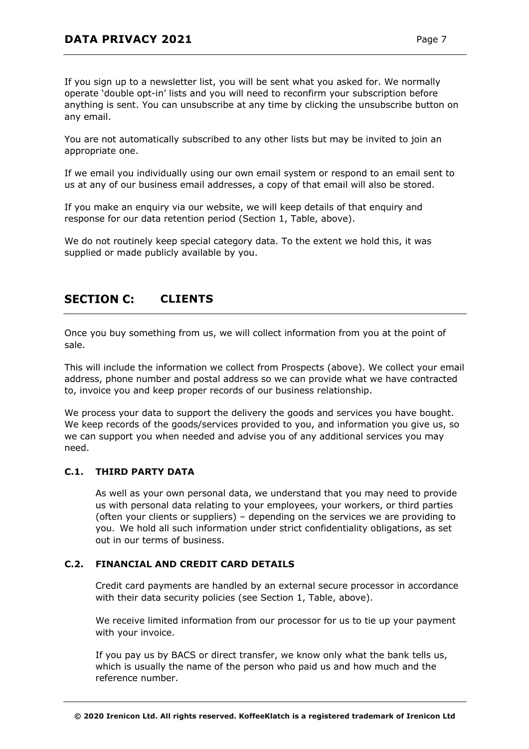If you sign up to a newsletter list, you will be sent what you asked for. We normally operate 'double opt-in' lists and you will need to reconfirm your subscription before anything is sent. You can unsubscribe at any time by clicking the unsubscribe button on any email.

You are not automatically subscribed to any other lists but may be invited to join an appropriate one.

If we email you individually using our own email system or respond to an email sent to us at any of our business email addresses, a copy of that email will also be stored.

If you make an enquiry via our website, we will keep details of that enquiry and response for our data retention period (Section 1, Table, above).

We do not routinely keep special category data. To the extent we hold this, it was supplied or made publicly available by you.

## SECTION C: CLIENTS

Once you buy something from us, we will collect information from you at the point of sale.

This will include the information we collect from Prospects (above). We collect your email address, phone number and postal address so we can provide what we have contracted to, invoice you and keep proper records of our business relationship.

We process your data to support the delivery the goods and services you have bought. We keep records of the goods/services provided to you, and information you give us, so we can support you when needed and advise you of any additional services you may need.

### C.1. THIRD PARTY DATA

As well as your own personal data, we understand that you may need to provide us with personal data relating to your employees, your workers, or third parties (often your clients or suppliers) – depending on the services we are providing to you. We hold all such information under strict confidentiality obligations, as set out in our terms of business.

### C.2. FINANCIAL AND CREDIT CARD DETAILS

Credit card payments are handled by an external secure processor in accordance with their data security policies (see Section 1, Table, above).

We receive limited information from our processor for us to tie up your payment with your invoice.

If you pay us by BACS or direct transfer, we know only what the bank tells us, which is usually the name of the person who paid us and how much and the reference number.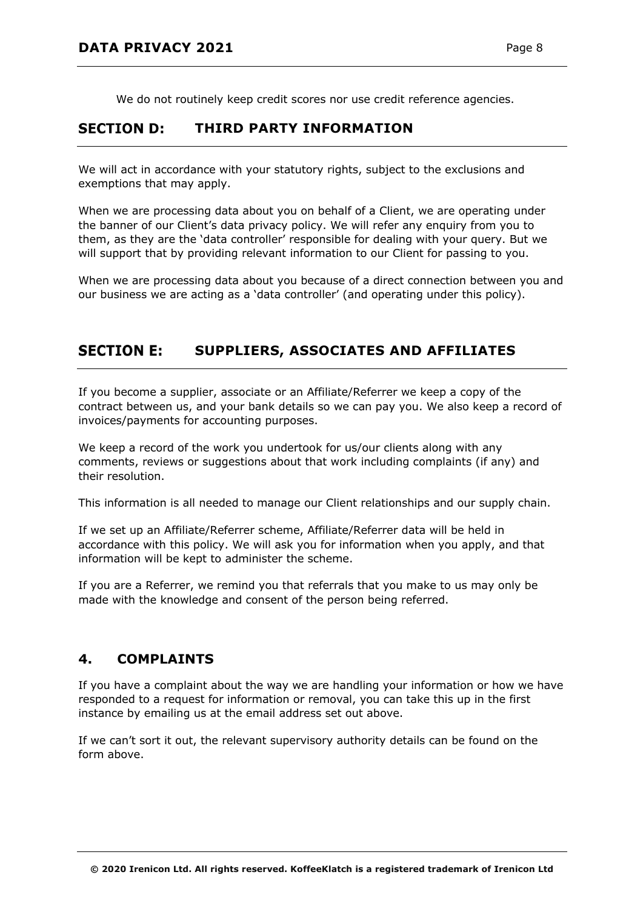We do not routinely keep credit scores nor use credit reference agencies.

## SECTION D: THIRD PARTY INFORMATION

We will act in accordance with your statutory rights, subject to the exclusions and exemptions that may apply.

When we are processing data about you on behalf of a Client, we are operating under the banner of our Client's data privacy policy. We will refer any enquiry from you to them, as they are the 'data controller' responsible for dealing with your query. But we will support that by providing relevant information to our Client for passing to you.

When we are processing data about you because of a direct connection between you and our business we are acting as a 'data controller' (and operating under this policy).

## SECTION E: SUPPLIERS, ASSOCIATES AND AFFILIATES

If you become a supplier, associate or an Affiliate/Referrer we keep a copy of the contract between us, and your bank details so we can pay you. We also keep a record of invoices/payments for accounting purposes.

We keep a record of the work you undertook for us/our clients along with any comments, reviews or suggestions about that work including complaints (if any) and their resolution.

This information is all needed to manage our Client relationships and our supply chain.

If we set up an Affiliate/Referrer scheme, Affiliate/Referrer data will be held in accordance with this policy. We will ask you for information when you apply, and that information will be kept to administer the scheme.

If you are a Referrer, we remind you that referrals that you make to us may only be made with the knowledge and consent of the person being referred.

## 4. COMPLAINTS

If you have a complaint about the way we are handling your information or how we have responded to a request for information or removal, you can take this up in the first instance by emailing us at the email address set out above.

If we can't sort it out, the relevant supervisory authority details can be found on the form above.